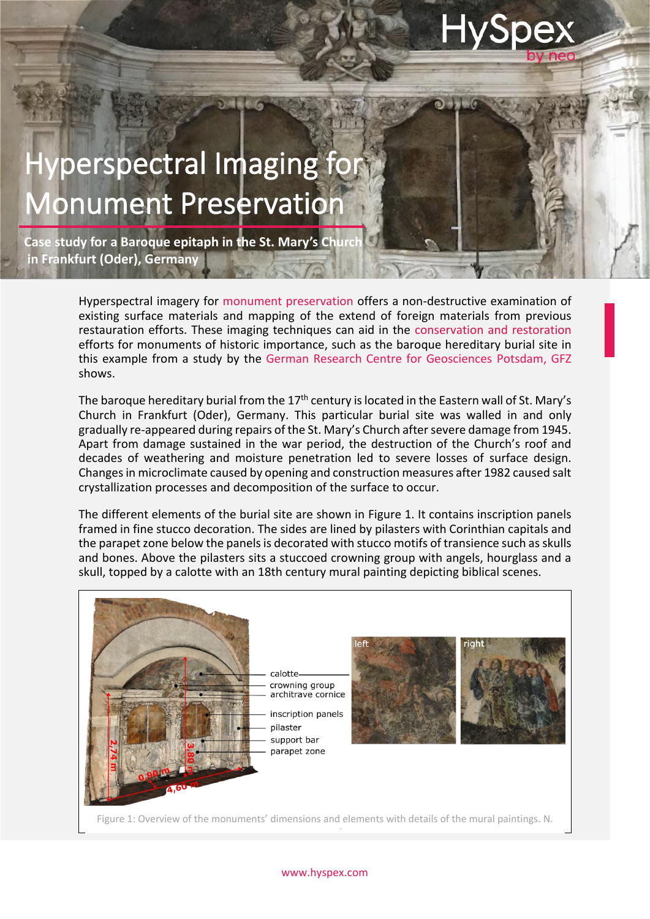# Hyperspectral Imaging for Monument Preservation

**Case study for a Baroque epitaph in the St. Mary's Church in Frankfurt (Oder), Germany**

Hyperspectral imagery for monument preservation offers a non-destructive examination of existing surface materials and mapping of the extend of foreign materials from previous restauration efforts. These imaging techniques can aid in the conservation and restoration efforts for monuments of historic importance, such as the baroque hereditary burial site in this example from a study by the German Research Centre for Geosciences Potsdam, GFZ shows.

The baroque hereditary burial from the 17th century is located in the Eastern wall of St. Mary's Church in Frankfurt (Oder), Germany. This particular burial site was walled in and only gradually re-appeared during repairs of the St. Mary's Church after severe damage from 1945. Apart from damage sustained in the war period, the destruction of the Church's roof and decades of weathering and moisture penetration led to severe losses of surface design. Changes in microclimate caused by opening and construction measures after 1982 caused salt crystallization processes and decomposition of the surface to occur.

The different elements of the burial site are shown in Figure 1. It contains inscription panels framed in fine stucco decoration. The sides are lined by pilasters with Corinthian capitals and the parapet zone below the panels is decorated with stucco motifs of transience such as skulls and bones. Above the pilasters sits a stuccoed crowning group with angels, hourglass and a skull, topped by a calotte with an 18th century mural painting depicting biblical scenes.

Figure 1: Overview of the monuments' dimensions and elements with details of the mural paintings. N.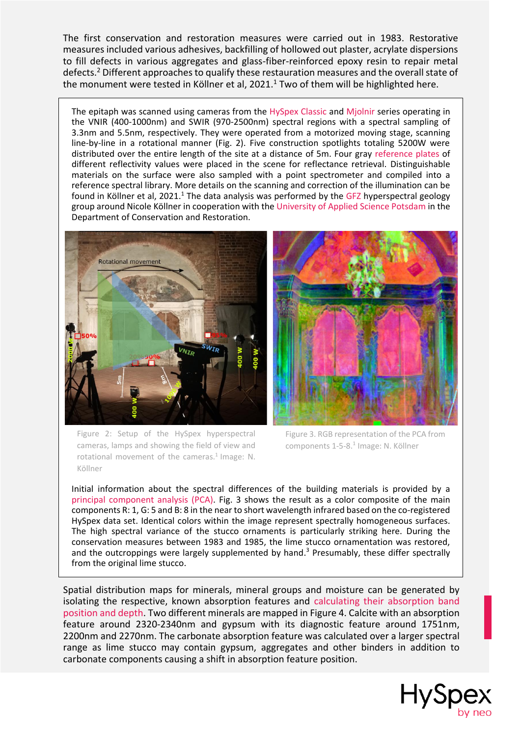The first conservation and restoration measures were carried out in 1983. Restorative measures included various adhesives, backfilling of hollowed out plaster, acrylate dispersions to fill defects in various aggregates and glass-fiber-reinforced epoxy resin to repair metal defects.[2] Different approaches to qualify these restauration measures and the overall state of the monument were tested in Köllner et al, 2021.[1] Two of them will be highlighted here.

The epitaph was scanned using cameras from the HySpex Classic and Mjolnir series operating in the VNIR (400-1000nm) and SWIR (970-2500nm) spectral regions with a spectral sampling of 3.3nm and 5.5nm, respectively. They were operated from a motorized moving stage, scanning line-by-line in a rotational manner (Fig. 2). Five construction spotlights totaling 5200W were distributed over the entire length of the site at a distance of 5m. Four gray reference plates of different reflectivity values were placed in the scene for reflectance retrieval. Distinguishable materials on the surface were also sampled with a point spectrometer and compiled into a reference spectral library. More details on the scanning and correction of the illumination can be found in Köllner et al, 2021.[1] The data analysis was performed by the GFZ hyperspectral geology group around Nicole Köllner in cooperation with the University of Applied Science Potsdam in the Department of Conservation and Restoration.

Figure 2: Setup of the HySpex hyperspectral cameras, lamps and showing the field of view and rotational movement of the cameras.[1] Image: N. Köllner

Figure 3. RGB representation of the PCA from components 1-5-8.[1] Image: N. Köllner

Initial information about the spectral differences of the building materials is provided by a principal component analysis (PCA). Fig. 3 shows the result as a color composite of the main components R: 1, G: 5 and B: 8 in the near to short wavelength infrared based on the co-registered HySpex data set. Identical colors within the image represent spectrally homogeneous surfaces. The high spectral variance of the stucco ornaments is particularly striking here. During the conservation measures between 1983 and 1985, the lime stucco ornamentation was restored, and the outcroppings were largely supplemented by hand.[3] Presumably, these differ spectrally from the original lime stucco.

Spatial distribution maps for minerals, mineral groups and moisture can be generated by isolating the respective, known absorption features and calculating their absorption band position and depth. Two different minerals are mapped in Figure 4. Calcite with an absorption feature around 2320-2340nm and gypsum with its diagnostic feature around 1751nm, 2200nm and 2270nm. The carbonate absorption feature was calculated over a larger spectral range as lime stucco may contain gypsum, aggregates and other binders in addition to carbonate components causing a shift in absorption feature position.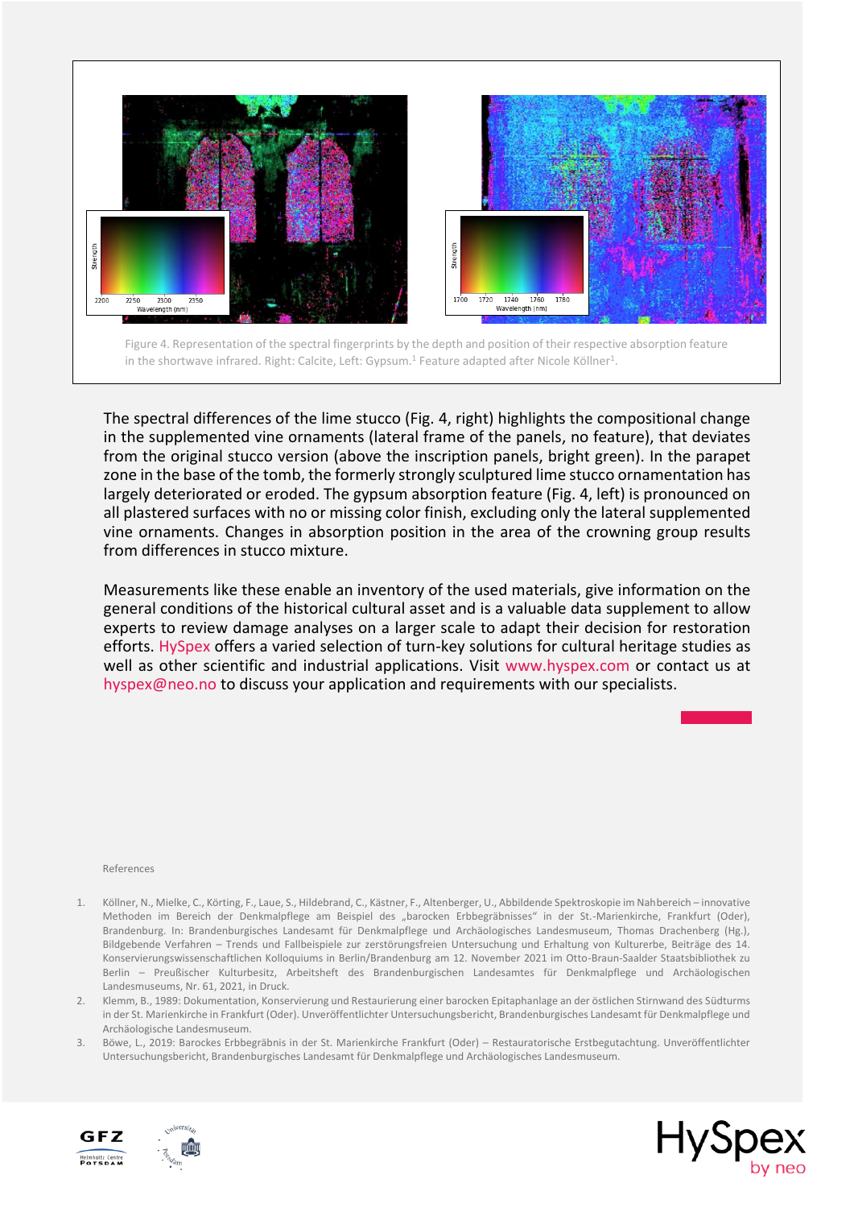Strength

2200 2250 2300 2350

Wavelength (nm)

Strength

1700 1720 1740 1760 1780

Wavelength (nm)

Figure 4. Representation of the spectral fingerprints by the depth and position of their respective absorption feature in the shortwave infrared. Right: Calcite, Left: Gypsum.[1] Feature adapted after Nicole Köllner[1].

The spectral differences of the lime stucco (Fig. 4, right) highlights the compositional change in the supplemented vine ornaments (lateral frame of the panels, no feature), that deviates from the original stucco version (above the inscription panels, bright green). In the parapet zone in the base of the tomb, the formerly strongly sculptured lime stucco ornamentation has largely deteriorated or eroded. The gypsum absorption feature (Fig. 4, left) is pronounced on all plastered surfaces with no or missing color finish, excluding only the lateral supplemented vine ornaments. Changes in absorption position in the area of the crowning group results from differences in stucco mixture.

Measurements like these enable an inventory of the used materials, give information on the general conditions of the historical cultural asset and is a valuable data supplement to allow experts to review damage analyses on a larger scale to adapt their decision for restoration efforts. HySpex offers a varied selection of turn-key solutions for cultural heritage studies as well as other scientific and industrial applications. Visit www.hyspex.com or contact us at hyspex@neo.no to discuss your application and requirements with our specialists.

References

1. Köllner, N., Mielke, C., Körting, F., Laue, S., Hildebrand, C., Kästner, F., Altenberger, U., Abbildende Spektroskopie im Nahbereich – innovative Methoden im Bereich der Denkmalpflege am Beispiel des „barocken Erbbegräbnisses" in der St.-Marienkirche, Frankfurt (Oder), Brandenburg. In: Brandenburgisches Landesamt für Denkmalpflege und Archäologisches Landesmuseum, Thomas Drachenberg (Hg.), Bildgebende Verfahren – Trends und Fallbeispiele zur zerstörungsfreien Untersuchung und Erhaltung von Kulturerbe, Beiträge des 14. Konservierungswissenschaftlichen Kolloquiums in Berlin/Brandenburg am 12. November 2021 im Otto-Braun-Saalder Staatsbibliothek zu Berlin – Preußischer Kulturbesitz, Arbeitsheft des Brandenburgischen Landesamtes für Denkmalpflege und Archäologischen Landesmuseums, Nr. 61, 2021, in Druck.
2. Klemm, B., 1989: Dokumentation, Konservierung und Restaurierung einer barocken Epitaphanlage an der östlichen Stirnwand des Südturms in der St. Marienkirche in Frankfurt (Oder). Unveröffentlichter Untersuchungsbericht, Brandenburgisches Landesamt für Denkmalpflege und Archäologische Landesmuseum.
3. Böwe, L., 2019: Barockes Erbbegräbnis in der St. Marienkirche Frankfurt (Oder) – Restauratorische Erstbegutachtung. Unveröffentlichter Untersuchungsbericht, Brandenburgisches Landesamt für Denkmalpflege und Archäologisches Landesmuseum.